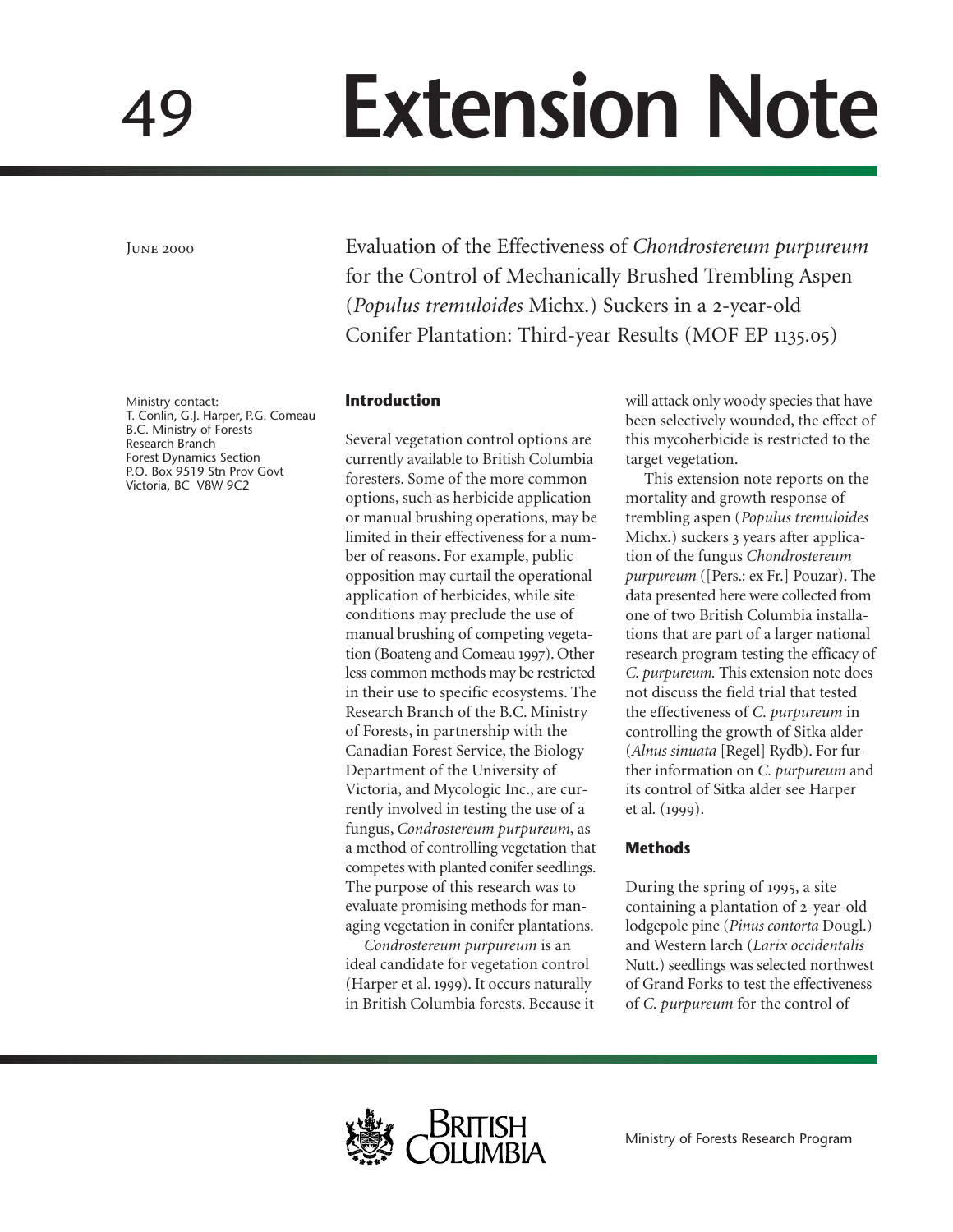# 49 Extension Note

June 2000

Evaluation of the Effectiveness of *Chondrostereum purpureum* for the Control of Mechanically Brushed Trembling Aspen (*Populus tremuloides* Michx.) Suckers in a 2-year-old Conifer Plantation: Third-year Results (MOF EP 1135.05)

Ministry contact:
T. Conlin, G.J. Harper, P.G. Comeau
B.C. Ministry of Forests
Research Branch
Forest Dynamics Section
P.O. Box 9519 Stn Prov Govt
Victoria, BC V8W 9C2

## Introduction

Several vegetation control options are currently available to British Columbia foresters. Some of the more common options, such as herbicide application or manual brushing operations, may be limited in their effectiveness for a number of reasons. For example, public opposition may curtail the operational application of herbicides, while site conditions may preclude the use of manual brushing of competing vegetation (Boateng and Comeau 1997). Other less common methods may be restricted in their use to specific ecosystems. The Research Branch of the B.C. Ministry of Forests, in partnership with the Canadian Forest Service, the Biology Department of the University of Victoria, and Mycologic Inc., are currently involved in testing the use of a fungus, *Condrostereum purpureum*, as a method of controlling vegetation that competes with planted conifer seedlings. The purpose of this research was to evaluate promising methods for managing vegetation in conifer plantations.

*Condrostereum purpureum* is an ideal candidate for vegetation control (Harper et al. 1999). It occurs naturally in British Columbia forests. Because it will attack only woody species that have been selectively wounded, the effect of this mycoherbicide is restricted to the target vegetation.

This extension note reports on the mortality and growth response of trembling aspen (*Populus tremuloides* Michx.) suckers 3 years after application of the fungus *Chondrostereum purpureum* ([Pers.: ex Fr.] Pouzar). The data presented here were collected from one of two British Columbia installations that are part of a larger national research program testing the efficacy of *C. purpureum.* This extension note does not discuss the field trial that tested the effectiveness of *C. purpureum* in controlling the growth of Sitka alder (*Alnus sinuata* [Regel] Rydb). For further information on *C. purpureum* and its control of Sitka alder see Harper et al. (1999).

## Methods

During the spring of 1995, a site containing a plantation of 2-year-old lodgepole pine (*Pinus contorta* Dougl.) and Western larch (*Larix occidentalis* Nutt.) seedlings was selected northwest of Grand Forks to test the effectiveness of *C. purpureum* for the control of

British Columbia

Ministry of Forests Research Program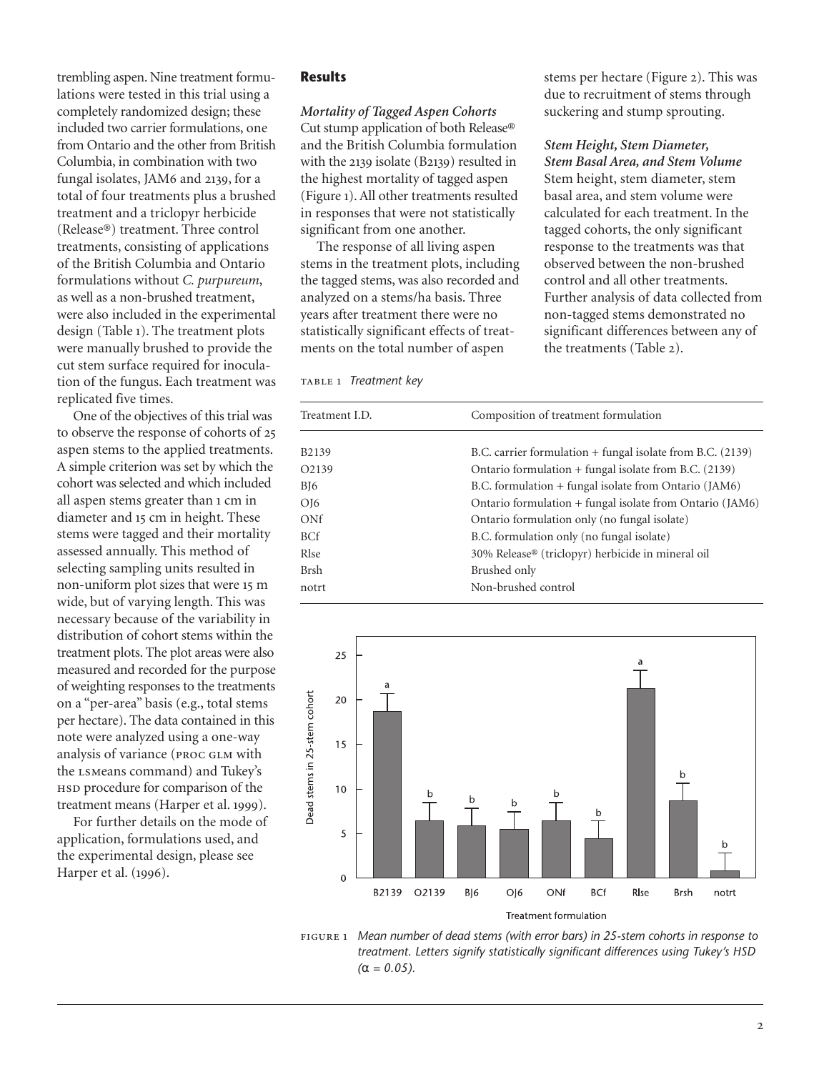trembling aspen. Nine treatment formulations were tested in this trial using a completely randomized design; these included two carrier formulations, one from Ontario and the other from British Columbia, in combination with two fungal isolates, JAM6 and 2139, for a total of four treatments plus a brushed treatment and a triclopyr herbicide (Release®) treatment. Three control treatments, consisting of applications of the British Columbia and Ontario formulations without *C. purpureum*, as well as a non-brushed treatment, were also included in the experimental design (Table 1). The treatment plots were manually brushed to provide the cut stem surface required for inoculation of the fungus. Each treatment was replicated five times.

One of the objectives of this trial was to observe the response of cohorts of 25 aspen stems to the applied treatments. A simple criterion was set by which the cohort was selected and which included all aspen stems greater than 1 cm in diameter and 15 cm in height. These stems were tagged and their mortality assessed annually. This method of selecting sampling units resulted in non-uniform plot sizes that were 15 m wide, but of varying length. This was necessary because of the variability in distribution of cohort stems within the treatment plots. The plot areas were also measured and recorded for the purpose of weighting responses to the treatments on a "per-area" basis (e.g., total stems per hectare). The data contained in this note were analyzed using a one-way analysis of variance (PROC GLM with the LSMeans command) and Tukey's HSD procedure for comparison of the treatment means (Harper et al. 1999).

For further details on the mode of application, formulations used, and the experimental design, please see Harper et al. (1996).

## Results

### *Mortality of Tagged Aspen Cohorts*

Cut stump application of both Release® and the British Columbia formulation with the 2139 isolate (B2139) resulted in the highest mortality of tagged aspen (Figure 1). All other treatments resulted in responses that were not statistically significant from one another.

The response of all living aspen stems in the treatment plots, including the tagged stems, was also recorded and analyzed on a stems/ha basis. Three years after treatment there were no statistically significant effects of treatments on the total number of aspen stems per hectare (Figure 2). This was due to recruitment of stems through suckering and stump sprouting.

### *Stem Height, Stem Diameter, Stem Basal Area, and Stem Volume*

Stem height, stem diameter, stem basal area, and stem volume were calculated for each treatment. In the tagged cohorts, the only significant response to the treatments was that observed between the non-brushed control and all other treatments. Further analysis of data collected from non-tagged stems demonstrated no significant differences between any of the treatments (Table 2).

TABLE 1 *Treatment key*

| Treatment I.D. | Composition of treatment formulation |
|---|---|
| B2139 | B.C. carrier formulation + fungal isolate from B.C. (2139) |
| O2139 | Ontario formulation + fungal isolate from B.C. (2139) |
| BJ6 | B.C. formulation + fungal isolate from Ontario (JAM6) |
| OJ6 | Ontario formulation + fungal isolate from Ontario (JAM6) |
| ONf | Ontario formulation only (no fungal isolate) |
| BCf | B.C. formulation only (no fungal isolate) |
| Rlse | 30% Release® (triclopyr) herbicide in mineral oil |
| Brsh | Brushed only |
| notrt | Non-brushed control |

FIGURE 1 *Mean number of dead stems (with error bars) in 25-stem cohorts in response to treatment. Letters signify statistically significant differences using Tukey's HSD ($\alpha = 0.05$).*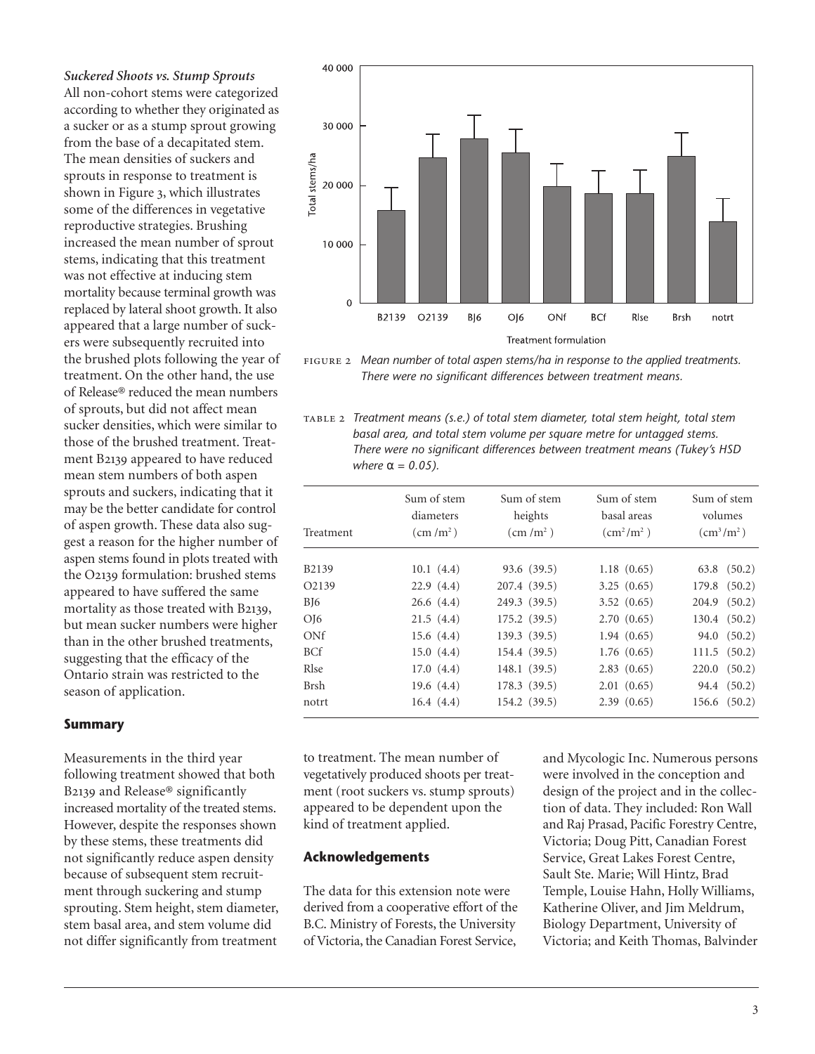*Suckered Shoots vs. Stump Sprouts*
All non-cohort stems were categorized according to whether they originated as a sucker or as a stump sprout growing from the base of a decapitated stem. The mean densities of suckers and sprouts in response to treatment is shown in Figure 3, which illustrates some of the differences in vegetative reproductive strategies. Brushing increased the mean number of sprout stems, indicating that this treatment was not effective at inducing stem mortality because terminal growth was replaced by lateral shoot growth. It also appeared that a large number of suckers were subsequently recruited into the brushed plots following the year of treatment. On the other hand, the use of Release® reduced the mean numbers of sprouts, but did not affect mean sucker densities, which were similar to those of the brushed treatment. Treatment B2139 appeared to have reduced mean stem numbers of both aspen sprouts and suckers, indicating that it may be the better candidate for control of aspen growth. These data also suggest a reason for the higher number of aspen stems found in plots treated with the O2139 formulation: brushed stems appeared to have suffered the same mortality as those treated with B2139, but mean sucker numbers were higher than in the other brushed treatments, suggesting that the efficacy of the Ontario strain was restricted to the season of application.

FIGURE 2 *Mean number of total aspen stems/ha in response to the applied treatments. There were no significant differences between treatment means.*

TABLE 2 *Treatment means (s.e.) of total stem diameter, total stem height, total stem basal area, and total stem volume per square metre for untagged stems. There were no significant differences between treatment means (Tukey's HSD where $\alpha = 0.05$).*

| Treatment | Sum of stem diameters (cm /m²) | Sum of stem heights (cm /m²) | Sum of stem basal areas (cm²/m²) | Sum of stem volumes (cm³/m²) |
|---|---|---|---|---|
| B2139 | 10.1 (4.4) | 93.6 (39.5) | 1.18 (0.65) | 63.8 (50.2) |
| O2139 | 22.9 (4.4) | 207.4 (39.5) | 3.25 (0.65) | 179.8 (50.2) |
| BJ6 | 26.6 (4.4) | 249.3 (39.5) | 3.52 (0.65) | 204.9 (50.2) |
| OJ6 | 21.5 (4.4) | 175.2 (39.5) | 2.70 (0.65) | 130.4 (50.2) |
| ONf | 15.6 (4.4) | 139.3 (39.5) | 1.94 (0.65) | 94.0 (50.2) |
| BCf | 15.0 (4.4) | 154.4 (39.5) | 1.76 (0.65) | 111.5 (50.2) |
| Rlse | 17.0 (4.4) | 148.1 (39.5) | 2.83 (0.65) | 220.0 (50.2) |
| Brsh | 19.6 (4.4) | 178.3 (39.5) | 2.01 (0.65) | 94.4 (50.2) |
| notrt | 16.4 (4.4) | 154.2 (39.5) | 2.39 (0.65) | 156.6 (50.2) |

## Summary

Measurements in the third year following treatment showed that both B2139 and Release® significantly increased mortality of the treated stems. However, despite the responses shown by these stems, these treatments did not significantly reduce aspen density because of subsequent stem recruitment through suckering and stump sprouting. Stem height, stem diameter, stem basal area, and stem volume did not differ significantly from treatment to treatment. The mean number of vegetatively produced shoots per treatment (root suckers vs. stump sprouts) appeared to be dependent upon the kind of treatment applied.

## Acknowledgements

The data for this extension note were derived from a cooperative effort of the B.C. Ministry of Forests, the University of Victoria, the Canadian Forest Service, and Mycologic Inc. Numerous persons were involved in the conception and design of the project and in the collection of data. They included: Ron Wall and Raj Prasad, Pacific Forestry Centre, Victoria; Doug Pitt, Canadian Forest Service, Great Lakes Forest Centre, Sault Ste. Marie; Will Hintz, Brad Temple, Louise Hahn, Holly Williams, Katherine Oliver, and Jim Meldrum, Biology Department, University of Victoria; and Keith Thomas, Balvinder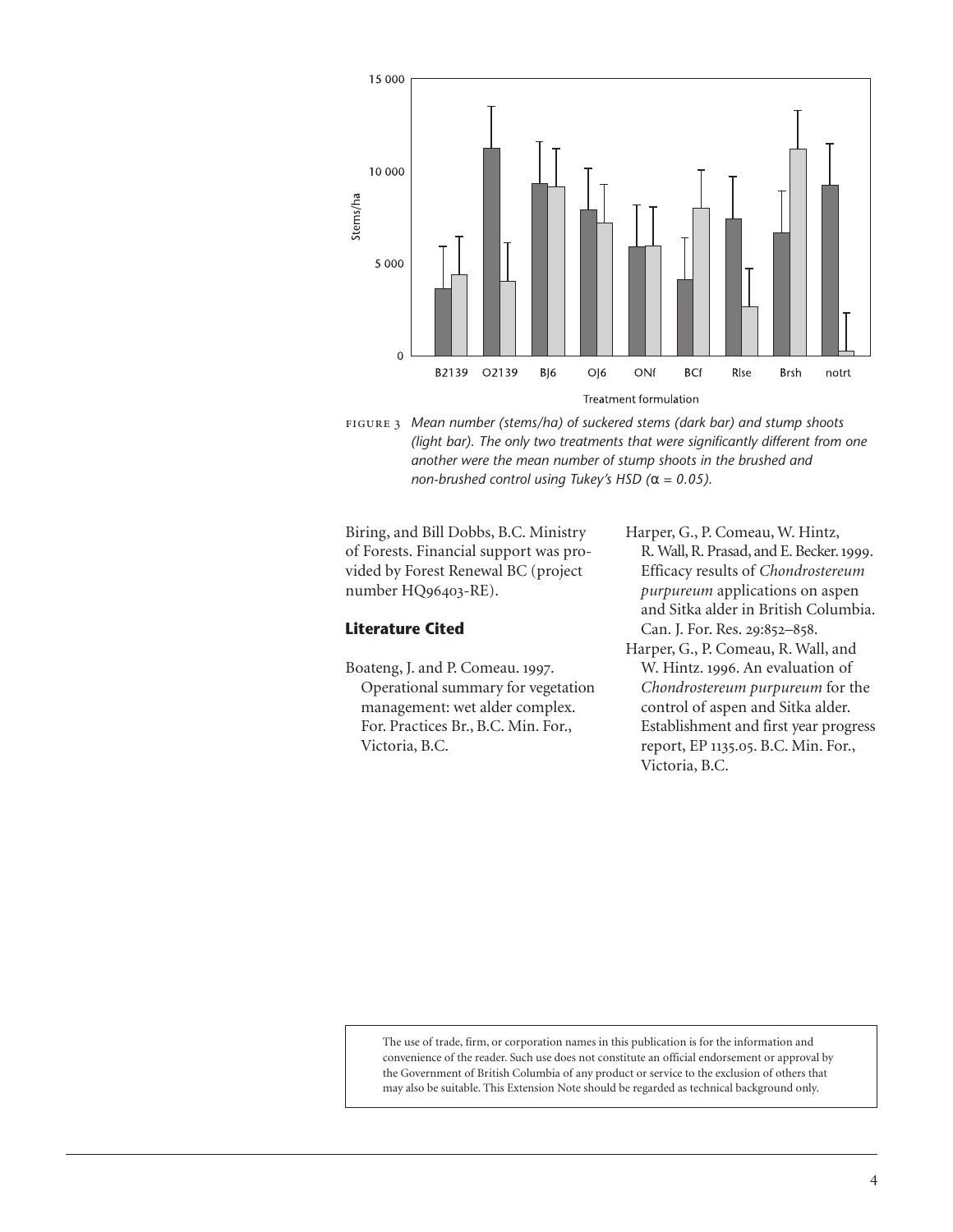15 000

10 000

5 000

0

Stems/ha

B2139 O2139 BJ6 OJ6 ONf BCf RIse Brsh notrt

Treatment formulation

FIGURE 3 *Mean number (stems/ha) of suckered stems (dark bar) and stump shoots (light bar). The only two treatments that were significantly different from one another were the mean number of stump shoots in the brushed and non-brushed control using Tukey's HSD (α = 0.05).*

Biring, and Bill Dobbs, B.C. Ministry of Forests. Financial support was provided by Forest Renewal BC (project number HQ96403-RE).

## Literature Cited

Boateng, J. and P. Comeau. 1997. Operational summary for vegetation management: wet alder complex. For. Practices Br., B.C. Min. For., Victoria, B.C.

Harper, G., P. Comeau, W. Hintz, R. Wall, R. Prasad, and E. Becker. 1999. Efficacy results of *Chondrostereum purpureum* applications on aspen and Sitka alder in British Columbia. Can. J. For. Res. 29:852–858.

Harper, G., P. Comeau, R. Wall, and W. Hintz. 1996. An evaluation of *Chondrostereum purpureum* for the control of aspen and Sitka alder. Establishment and first year progress report, EP 1135.05. B.C. Min. For., Victoria, B.C.

The use of trade, firm, or corporation names in this publication is for the information and convenience of the reader. Such use does not constitute an official endorsement or approval by the Government of British Columbia of any product or service to the exclusion of others that may also be suitable. This Extension Note should be regarded as technical background only.